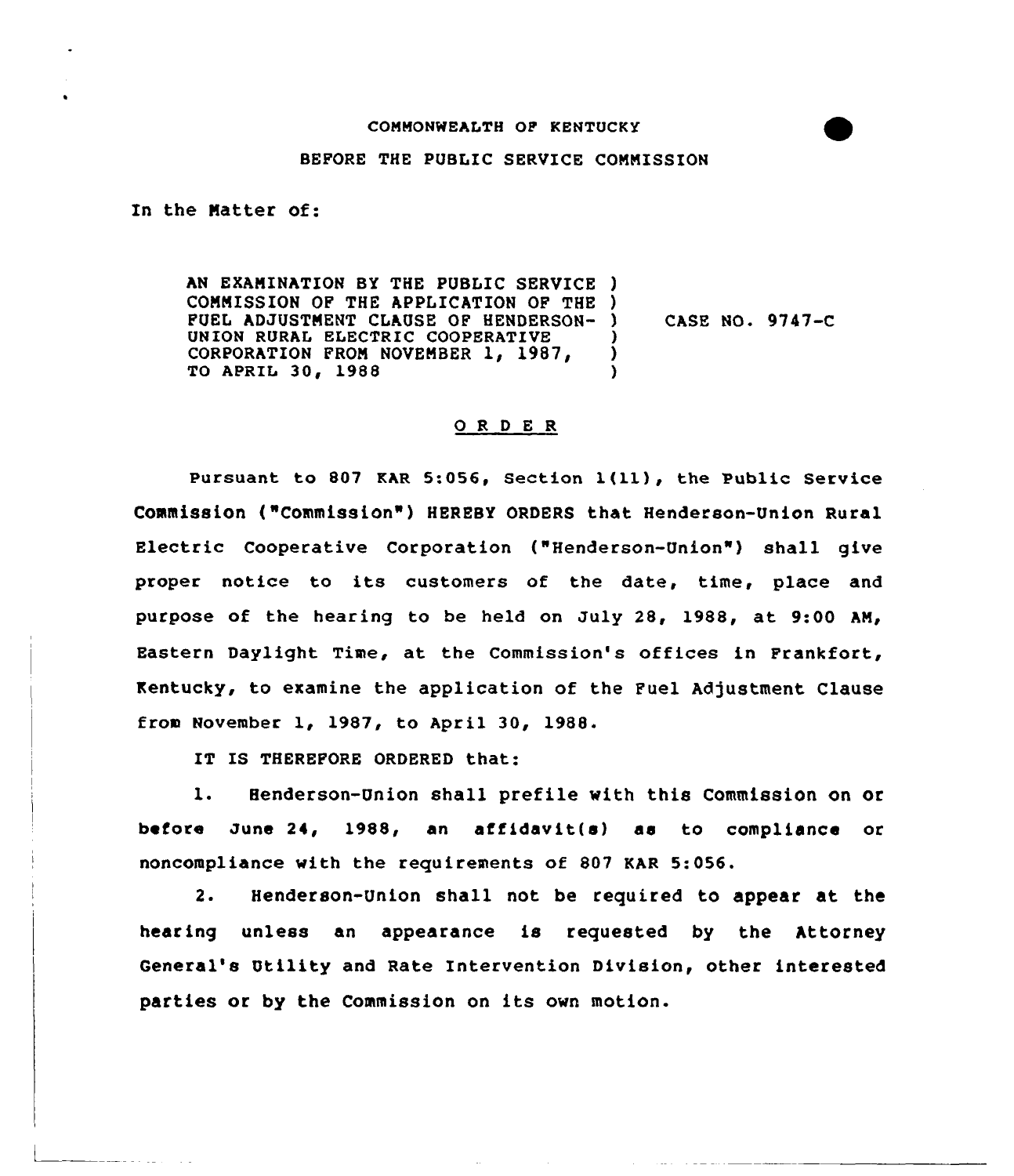COMMONWEALTH OF KENTUCKY

BEFORE THE PUBLIC SERVICE COMMISSION

In the Matter of:

AN EXAMINATION BY THE PUBLIC SERVICE COMMISSION OF THE APPLICATION OF THE FUEL ADJUSTMENT CLAUSE OF HENDERSON-UNION RURAL ELECTRIC COOPERATIVE CORPORATION FROM NOVEMBER 1, 1987, TO APRIL 30, 1988 ) CASE NO. 9747-C

## ORDER

Pursuant to 807 KAR 5:056, Section 1(11), the Public Service Commission ("Commission") HEREBY ORDERS that Henderson-Union Rural Electric Cooperative Corporation ("Henderson-Union") shall give proper notice to its customers of the date, time, place and purpose of the hearing to be held on July 28, 1988, at 9:00 AM, Eastern Daylight Time, at the Commission's offices in Frankfort, Kentucky, to examine the application of the Fuel Adjustment Clause from November 1, 1987, to April 30, 1988.

IT IS THEREFORE ORDERED that:

1. Henderson-Union shall prefile with this Commission on or before June 24, 1988, an affidavit(s) as to compliance or noncompliance with the requirements of 807 KAR 5:056.

2. Henderson-Union shall not be required to appear at the hearing unless an appearance is requested by the Attorney General's Utility and Rate Intervention Division, other interested parties or by the Commission on its own motion.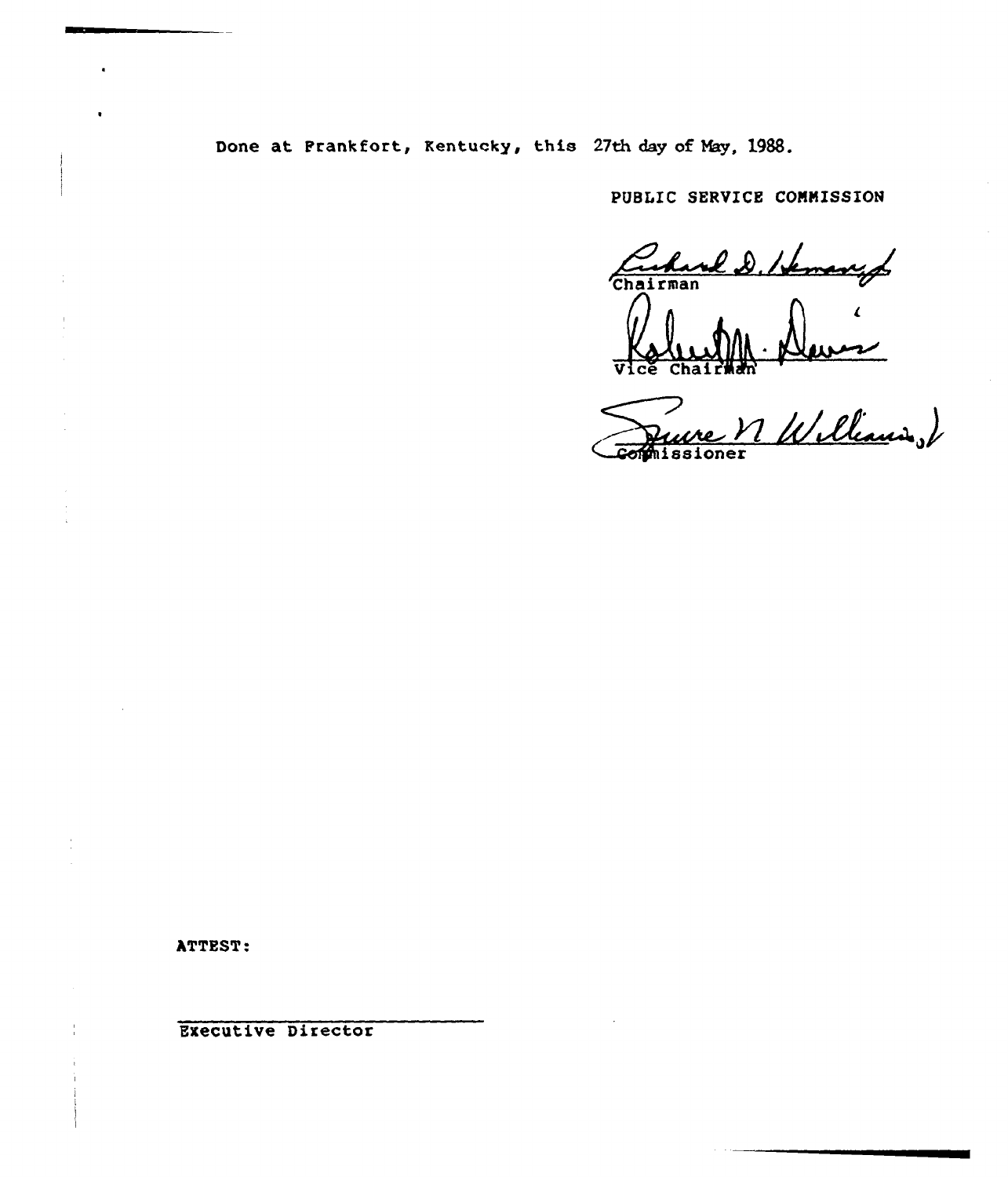Done at Frankfort, Kentucky, this 27th day of May, 1988.

PUBLIC SERVICE COMMISSION

Chairman

Vice Chairman

Commissioner

ATTEST:

Executive Director